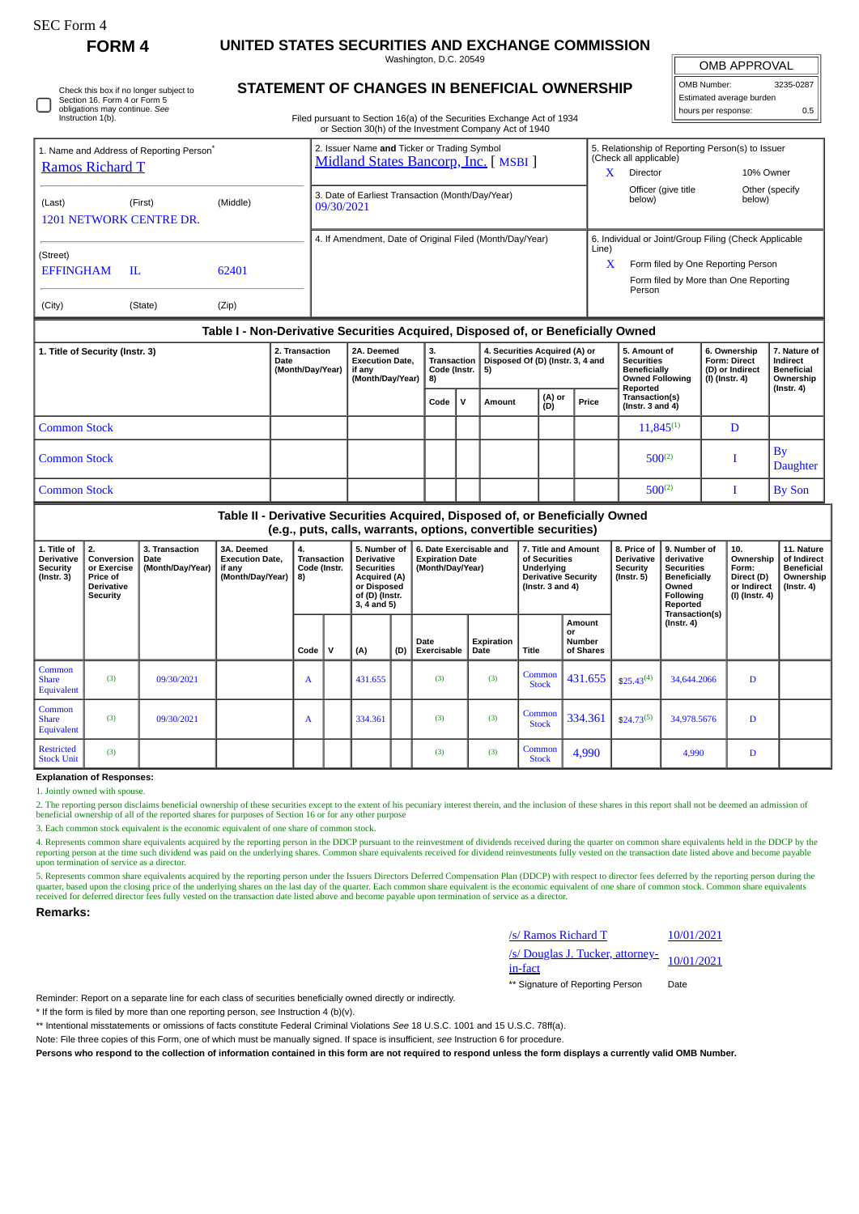SEC Form 4

**FORM 4**

# UNITED STATES SECURITIES AND EXCHANGE COMMISSION

Washington, D.C. 20549

## STATEMENT OF CHANGES IN BENEFICIAL OWNERSHIP

Check this box if no longer subject to Section 16. Form 4 or Form 5 obligations may continue. *See* Instruction 1(b).

Filed pursuant to Section 16(a) of the Securities Exchange Act of 1934 or Section 30(h) of the Investment Company Act of 1940

| OMB APPROVAL | |
|---|---|
| OMB Number: | 3235-0287 |
| Estimated average burden | |
| hours per response: | 0.5 |

1. Name and Address of Reporting Person*
Ramos Richard T

(Last) (First) (Middle)
1201 NETWORK CENTRE DR.

(Street)
EFFINGHAM IL 62401

(City) (State) (Zip)

2. Issuer Name **and** Ticker or Trading Symbol
Midland States Bancorp, Inc. [ MSBI ]

3. Date of Earliest Transaction (Month/Day/Year)
09/30/2021

4. If Amendment, Date of Original Filed (Month/Day/Year)

5. Relationship of Reporting Person(s) to Issuer (Check all applicable)
X Director
10% Owner
Officer (give title below)
Other (specify below)

6. Individual or Joint/Group Filing (Check Applicable Line)
X Form filed by One Reporting Person
Form filed by More than One Reporting Person

### Table I - Non-Derivative Securities Acquired, Disposed of, or Beneficially Owned

| 1. Title of Security (Instr. 3) | 2. Transaction Date (Month/Day/Year) | 2A. Deemed Execution Date, if any (Month/Day/Year) | 3. Transaction Code (Instr. 8) | | 4. Securities Acquired (A) or Disposed Of (D) (Instr. 3, 4 and 5) | | | 5. Amount of Securities Beneficially Owned Following Reported Transaction(s) (Instr. 3 and 4) | 6. Ownership Form: Direct (D) or Indirect (I) (Instr. 4) | 7. Nature of Indirect Beneficial Ownership (Instr. 4) |
|---|---|---|---|---|---|---|---|---|---|---|
| | | | Code | V | Amount | (A) or (D) | Price | | | |
| Common Stock | | | | | | | | 11,845[(1)] | D | |
| Common Stock | | | | | | | | 500[(2)] | I | By Daughter |
| Common Stock | | | | | | | | 500[(2)] | I | By Son |

### Table II - Derivative Securities Acquired, Disposed of, or Beneficially Owned (e.g., puts, calls, warrants, options, convertible securities)

| 1. Title of Derivative Security (Instr. 3) | 2. Conversion or Exercise Price of Derivative Security | 3. Transaction Date (Month/Day/Year) | 3A. Deemed Execution Date, if any (Month/Day/Year) | 4. Transaction Code (Instr. 8) | | 5. Number of Derivative Securities Acquired (A) or Disposed of (D) (Instr. 3, 4 and 5) | | 6. Date Exercisable and Expiration Date (Month/Day/Year) | | 7. Title and Amount of Securities Underlying Derivative Security (Instr. 3 and 4) | | 8. Price of Derivative Security (Instr. 5) | 9. Number of derivative Securities Beneficially Owned Following Reported Transaction(s) (Instr. 4) | 10. Ownership Form: Direct (D) or Indirect (I) (Instr. 4) | 11. Nature of Indirect Beneficial Ownership (Instr. 4) |
|---|---|---|---|---|---|---|---|---|---|---|---|---|---|---|---|
| | | | | Code | V | (A) | (D) | Date Exercisable | Expiration Date | Title | Amount or Number of Shares | | | | |
| Common Share Equivalent | (3) | 09/30/2021 | | A | | 431.655 | | (3) | (3) | Common Stock | 431.655 | $25.43[(4)] | 34,644.2066 | D | |
| Common Share Equivalent | (3) | 09/30/2021 | | A | | 334.361 | | (3) | (3) | Common Stock | 334.361 | $24.73[(5)] | 34,978.5676 | D | |
| Restricted Stock Unit | (3) | | | | | | | (3) | (3) | Common Stock | 4,990 | | 4,990 | D | |

**Explanation of Responses:**

1. Jointly owned with spouse.

2. The reporting person disclaims beneficial ownership of these securities except to the extent of his pecuniary interest therein, and the inclusion of these shares in this report shall not be deemed an admission of beneficial ownership of all of the reported shares for purposes of Section 16 or for any other purpose

3. Each common stock equivalent is the economic equivalent of one share of common stock.

4. Represents common share equivalents acquired by the reporting person in the DDCP pursuant to the reinvestment of dividends received during the quarter on common share equivalents held in the DDCP by the reporting person at the time such dividend was paid on the underlying shares. Common share equivalents received for dividend reinvestments fully vested on the transaction date listed above and become payable upon termination of service as a director.

5. Represents common share equivalents acquired by the reporting person under the Issuers Directors Deferred Compensation Plan (DDCP) with respect to director fees deferred by the reporting person during the quarter, based upon the closing price of the underlying shares on the last day of the quarter. Each common share equivalent is the economic equivalent of one share of common stock. Common share equivalents received for deferred director fees fully vested on the transaction date listed above and become payable upon termination of service as a director.

**Remarks:**

| | |
|---|---|
| /s/ Ramos Richard T | 10/01/2021 |
| /s/ Douglas J. Tucker, attorney-in-fact | 10/01/2021 |
| ** Signature of Reporting Person | Date |

Reminder: Report on a separate line for each class of securities beneficially owned directly or indirectly.

* If the form is filed by more than one reporting person, *see* Instruction 4 (b)(v).

** Intentional misstatements or omissions of facts constitute Federal Criminal Violations *See* 18 U.S.C. 1001 and 15 U.S.C. 78ff(a).

Note: File three copies of this Form, one of which must be manually signed. If space is insufficient, *see* Instruction 6 for procedure.

**Persons who respond to the collection of information contained in this form are not required to respond unless the form displays a currently valid OMB Number.**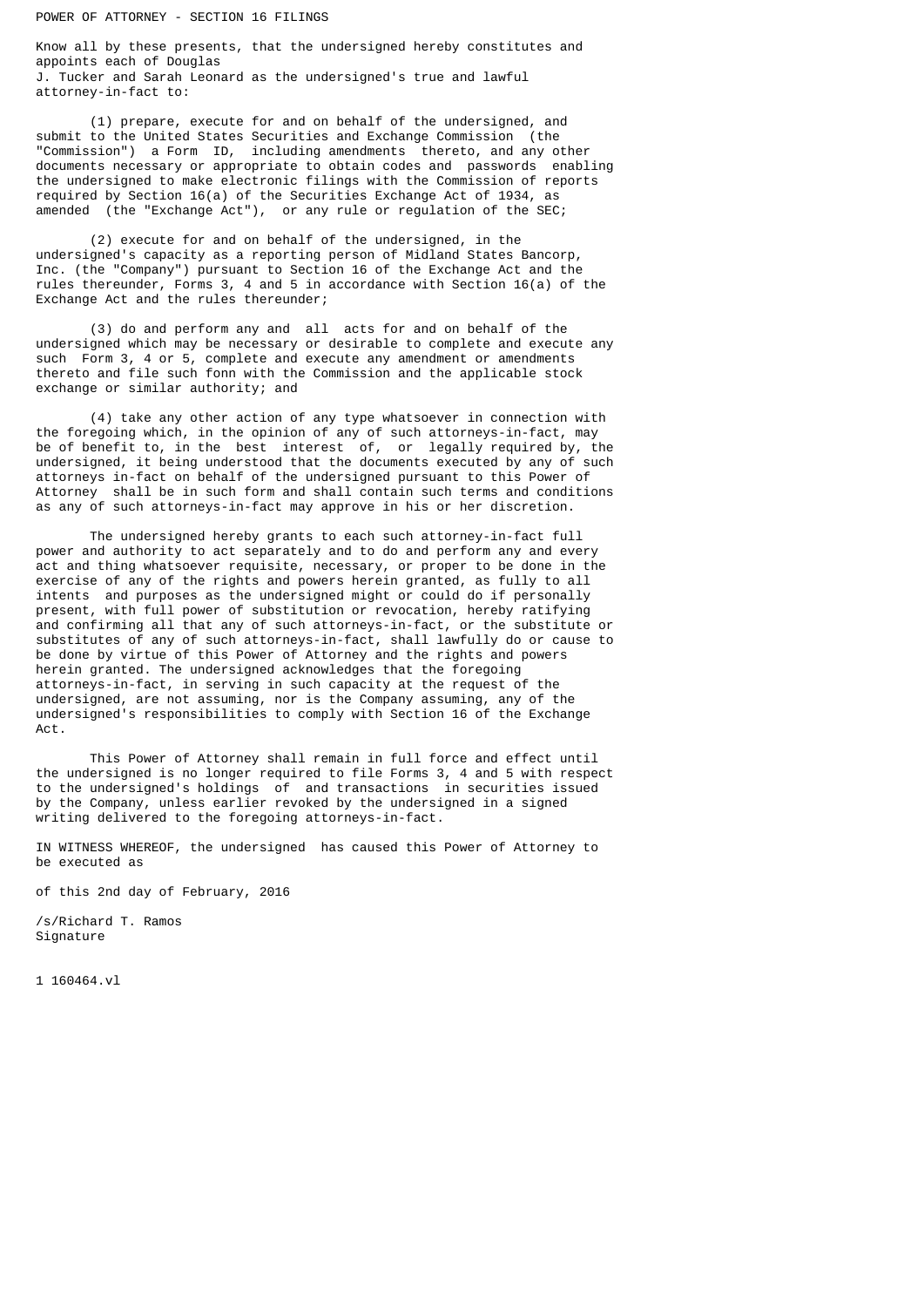POWER OF ATTORNEY - SECTION 16 FILINGS

Know all by these presents, that the undersigned hereby constitutes and appoints each of Douglas J. Tucker and Sarah Leonard as the undersigned's true and lawful attorney-in-fact to:

(1) prepare, execute for and on behalf of the undersigned, and submit to the United States Securities and Exchange Commission (the "Commission") a Form ID, including amendments thereto, and any other documents necessary or appropriate to obtain codes and passwords enabling the undersigned to make electronic filings with the Commission of reports required by Section 16(a) of the Securities Exchange Act of 1934, as amended (the "Exchange Act"), or any rule or regulation of the SEC;

(2) execute for and on behalf of the undersigned, in the undersigned's capacity as a reporting person of Midland States Bancorp, Inc. (the "Company") pursuant to Section 16 of the Exchange Act and the rules thereunder, Forms 3, 4 and 5 in accordance with Section 16(a) of the Exchange Act and the rules thereunder;

(3) do and perform any and all acts for and on behalf of the undersigned which may be necessary or desirable to complete and execute any such Form 3, 4 or 5, complete and execute any amendment or amendments thereto and file such fonn with the Commission and the applicable stock exchange or similar authority; and

(4) take any other action of any type whatsoever in connection with the foregoing which, in the opinion of any of such attorneys-in-fact, may be of benefit to, in the best interest of, or legally required by, the undersigned, it being understood that the documents executed by any of such attorneys in-fact on behalf of the undersigned pursuant to this Power of Attorney shall be in such form and shall contain such terms and conditions as any of such attorneys-in-fact may approve in his or her discretion.

The undersigned hereby grants to each such attorney-in-fact full power and authority to act separately and to do and perform any and every act and thing whatsoever requisite, necessary, or proper to be done in the exercise of any of the rights and powers herein granted, as fully to all intents and purposes as the undersigned might or could do if personally present, with full power of substitution or revocation, hereby ratifying and confirming all that any of such attorneys-in-fact, or the substitute or substitutes of any of such attorneys-in-fact, shall lawfully do or cause to be done by virtue of this Power of Attorney and the rights and powers herein granted. The undersigned acknowledges that the foregoing attorneys-in-fact, in serving in such capacity at the request of the undersigned, are not assuming, nor is the Company assuming, any of the undersigned's responsibilities to comply with Section 16 of the Exchange Act.

This Power of Attorney shall remain in full force and effect until the undersigned is no longer required to file Forms 3, 4 and 5 with respect to the undersigned's holdings of and transactions in securities issued by the Company, unless earlier revoked by the undersigned in a signed writing delivered to the foregoing attorneys-in-fact.

IN WITNESS WHEREOF, the undersigned has caused this Power of Attorney to be executed as

of this 2nd day of February, 2016

/s/Richard T. Ramos
Signature

1 160464.vl